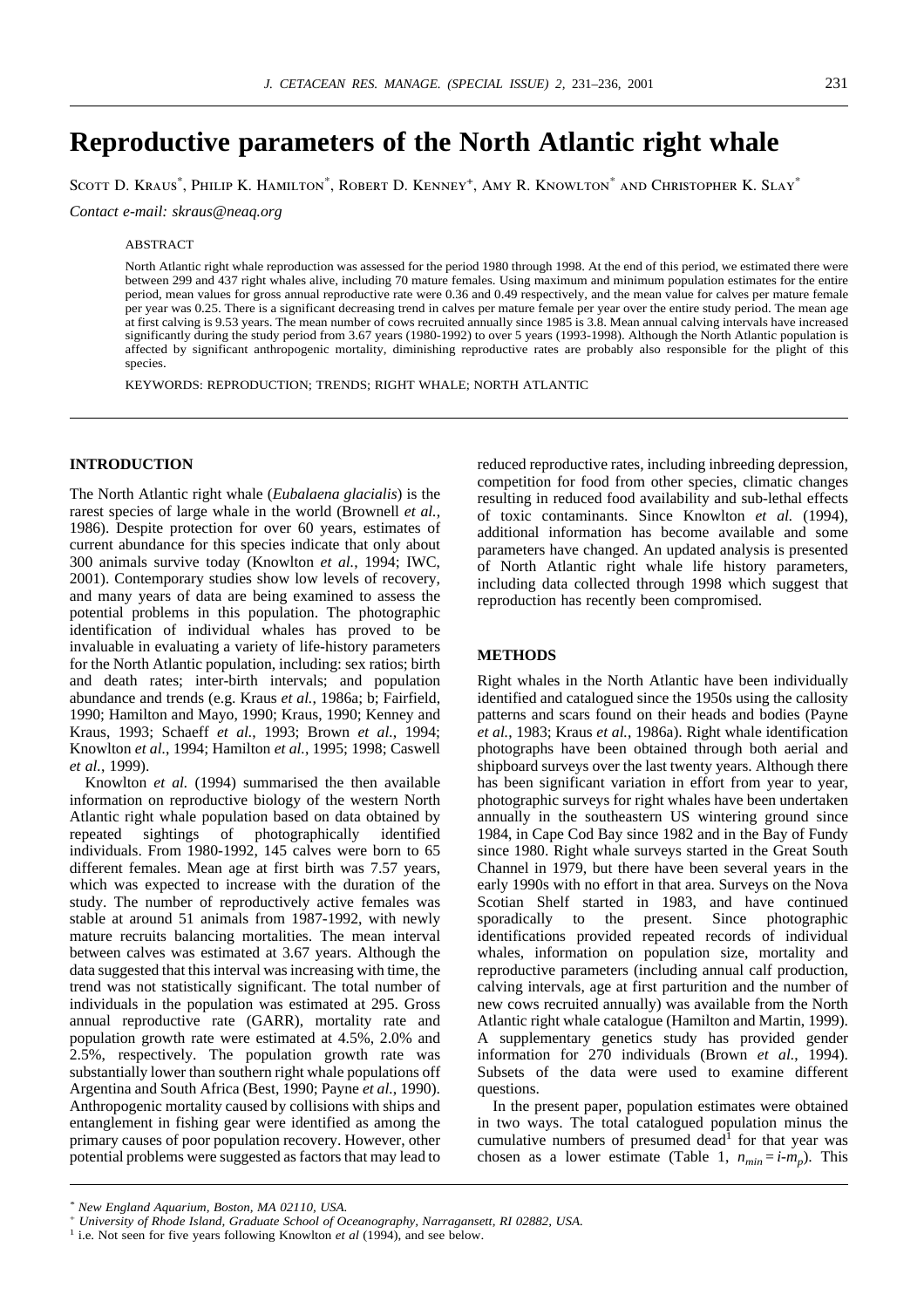# Reproductive parameters of the North Atlantic right whale

Scott D. Kraus[*], Philip K. Hamilton[*], Robert D. Kenney[+], Amy R. Knowlton[*] and Christopher K. Slay[*]

*Contact e-mail: skraus@neaq.org*

ABSTRACT

North Atlantic right whale reproduction was assessed for the period 1980 through 1998. At the end of this period, we estimated there were between 299 and 437 right whales alive, including 70 mature females. Using maximum and minimum population estimates for the entire period, mean values for gross annual reproductive rate were 0.36 and 0.49 respectively, and the mean value for calves per mature female per year was 0.25. There is a significant decreasing trend in calves per mature female per year over the entire study period. The mean age at first calving is 9.53 years. The mean number of cows recruited annually since 1985 is 3.8. Mean annual calving intervals have increased significantly during the study period from 3.67 years (1980-1992) to over 5 years (1993-1998). Although the North Atlantic population is affected by significant anthropogenic mortality, diminishing reproductive rates are probably also responsible for the plight of this species.

KEYWORDS: REPRODUCTION; TRENDS; RIGHT WHALE; NORTH ATLANTIC

## INTRODUCTION

The North Atlantic right whale (*Eubalaena glacialis*) is the rarest species of large whale in the world (Brownell *et al.*, 1986). Despite protection for over 60 years, estimates of current abundance for this species indicate that only about 300 animals survive today (Knowlton *et al.*, 1994; IWC, 2001). Contemporary studies show low levels of recovery, and many years of data are being examined to assess the potential problems in this population. The photographic identification of individual whales has proved to be invaluable in evaluating a variety of life-history parameters for the North Atlantic population, including: sex ratios; birth and death rates; inter-birth intervals; and population abundance and trends (e.g. Kraus *et al.*, 1986a; b; Fairfield, 1990; Hamilton and Mayo, 1990; Kraus, 1990; Kenney and Kraus, 1993; Schaeff *et al.*, 1993; Brown *et al.*, 1994; Knowlton *et al.*, 1994; Hamilton *et al.*, 1995; 1998; Caswell *et al.*, 1999).

Knowlton *et al.* (1994) summarised the then available information on reproductive biology of the western North Atlantic right whale population based on data obtained by repeated sightings of photographically identified individuals. From 1980-1992, 145 calves were born to 65 different females. Mean age at first birth was 7.57 years, which was expected to increase with the duration of the study. The number of reproductively active females was stable at around 51 animals from 1987-1992, with newly mature recruits balancing mortalities. The mean interval between calves was estimated at 3.67 years. Although the data suggested that this interval was increasing with time, the trend was not statistically significant. The total number of individuals in the population was estimated at 295. Gross annual reproductive rate (GARR), mortality rate and population growth rate were estimated at 4.5%, 2.0% and 2.5%, respectively. The population growth rate was substantially lower than southern right whale populations off Argentina and South Africa (Best, 1990; Payne *et al.*, 1990). Anthropogenic mortality caused by collisions with ships and entanglement in fishing gear were identified as among the primary causes of poor population recovery. However, other potential problems were suggested as factors that may lead to reduced reproductive rates, including inbreeding depression, competition for food from other species, climatic changes resulting in reduced food availability and sub-lethal effects of toxic contaminants. Since Knowlton *et al.* (1994), additional information has become available and some parameters have changed. An updated analysis is presented of North Atlantic right whale life history parameters, including data collected through 1998 which suggest that reproduction has recently been compromised.

## METHODS

Right whales in the North Atlantic have been individually identified and catalogued since the 1950s using the callosity patterns and scars found on their heads and bodies (Payne *et al.*, 1983; Kraus *et al.*, 1986a). Right whale identification photographs have been obtained through both aerial and shipboard surveys over the last twenty years. Although there has been significant variation in effort from year to year, photographic surveys for right whales have been undertaken annually in the southeastern US wintering ground since 1984, in Cape Cod Bay since 1982 and in the Bay of Fundy since 1980. Right whale surveys started in the Great South Channel in 1979, but there have been several years in the early 1990s with no effort in that area. Surveys on the Nova Scotian Shelf started in 1983, and have continued sporadically to the present. Since photographic identifications provided repeated records of individual whales, information on population size, mortality and reproductive parameters (including annual calf production, calving intervals, age at first parturition and the number of new cows recruited annually) was available from the North Atlantic right whale catalogue (Hamilton and Martin, 1999). A supplementary genetics study has provided gender information for 270 individuals (Brown *et al.*, 1994). Subsets of the data were used to examine different questions.

In the present paper, population estimates were obtained in two ways. The total catalogued population minus the cumulative numbers of presumed dead[1] for that year was chosen as a lower estimate (Table 1, $n_{min} = i - m_p$). This

[*] *New England Aquarium, Boston, MA 02110, USA.*

[+] *University of Rhode Island, Graduate School of Oceanography, Narragansett, RI 02882, USA.*

[1] i.e. Not seen for five years following Knowlton *et al* (1994), and see below.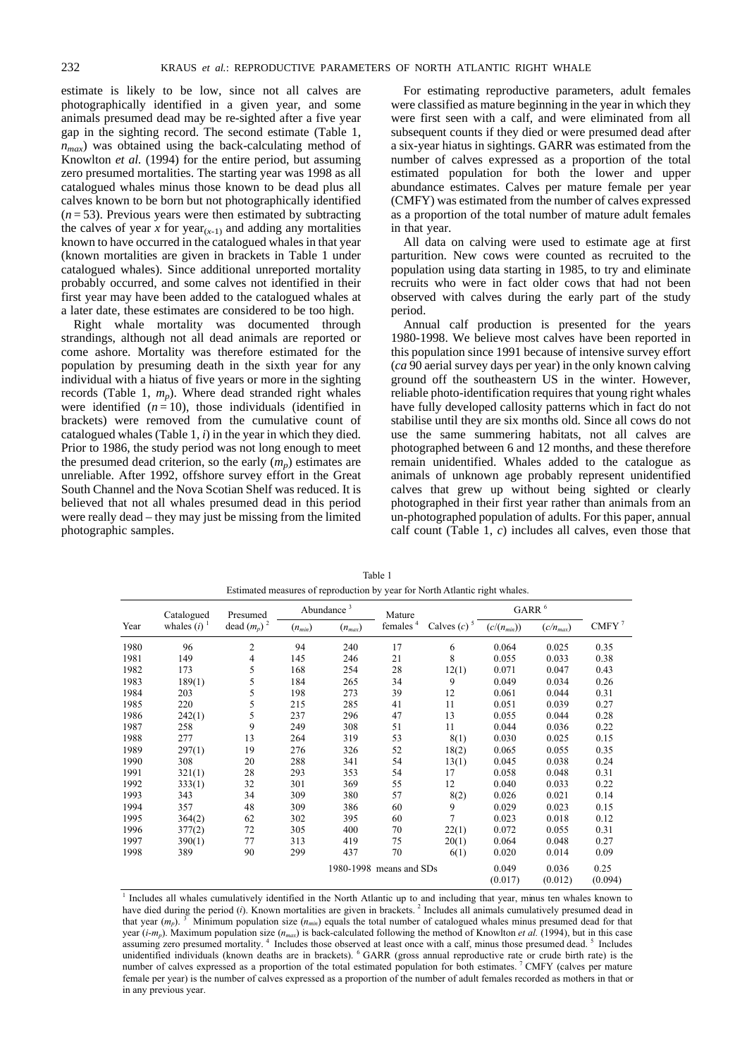estimate is likely to be low, since not all calves are photographically identified in a given year, and some animals presumed dead may be re-sighted after a five year gap in the sighting record. The second estimate (Table 1, $n_{max}$) was obtained using the back-calculating method of Knowlton *et al.* (1994) for the entire period, but assuming zero presumed mortalities. The starting year was 1998 as all catalogued whales minus those known to be dead plus all calves known to be born but not photographically identified ($n = 53$). Previous years were then estimated by subtracting the calves of year $x$ for year$_{(x-1)}$ and adding any mortalities known to have occurred in the catalogued whales in that year (known mortalities are given in brackets in Table 1 under catalogued whales). Since additional unreported mortality probably occurred, and some calves not identified in their first year may have been added to the catalogued whales at a later date, these estimates are considered to be too high.

Right whale mortality was documented through strandings, although not all dead animals are reported or come ashore. Mortality was therefore estimated for the population by presuming death in the sixth year for any individual with a hiatus of five years or more in the sighting records (Table 1, $m_p$). Where dead stranded right whales were identified ($n = 10$), those individuals (identified in brackets) were removed from the cumulative count of catalogued whales (Table 1, $i$) in the year in which they died. Prior to 1986, the study period was not long enough to meet the presumed dead criterion, so the early ($m_p$) estimates are unreliable. After 1992, offshore survey effort in the Great South Channel and the Nova Scotian Shelf was reduced. It is believed that not all whales presumed dead in this period were really dead – they may just be missing from the limited photographic samples.

For estimating reproductive parameters, adult females were classified as mature beginning in the year in which they were first seen with a calf, and were eliminated from all subsequent counts if they died or were presumed dead after a six-year hiatus in sightings. GARR was estimated from the number of calves expressed as a proportion of the total estimated population for both the lower and upper abundance estimates. Calves per mature female per year (CMFY) was estimated from the number of calves expressed as a proportion of the total number of mature adult females in that year.

All data on calving were used to estimate age at first parturition. New cows were counted as recruited to the population using data starting in 1985, to try and eliminate recruits who were in fact older cows that had not been observed with calves during the early part of the study period.

Annual calf production is presented for the years 1980-1998. We believe most calves have been reported in this population since 1991 because of intensive survey effort (*ca* 90 aerial survey days per year) in the only known calving ground off the southeastern US in the winter. However, reliable photo-identification requires that young right whales have fully developed callosity patterns which in fact do not stabilise until they are six months old. Since all cows do not use the same summering habitats, not all calves are photographed between 6 and 12 months, and these therefore remain unidentified. Whales added to the catalogue as animals of unknown age probably represent unidentified calves that grew up without being sighted or clearly photographed in their first year rather than animals from an un-photographed population of adults. For this paper, annual calf count (Table 1, $c$) includes all calves, even those that

Table 1

Estimated measures of reproduction by year for North Atlantic right whales.

| Year | Catalogued whales ($i$) [1] | Presumed dead ($m_p$) [2] | Abundance [3] | | Mature females [4] | Calves ($c$) [5] | GARR [6] | | CMFY [7] |
|---|---|---|---|---|---|---|---|---|---|
| | | | ($n_{min}$) | ($n_{max}$) | | | ($c/(n_{min})$) | ($c/n_{max}$) | |
| 1980 | 96 | 2 | 94 | 240 | 17 | 6 | 0.064 | 0.025 | 0.35 |
| 1981 | 149 | 4 | 145 | 246 | 21 | 8 | 0.055 | 0.033 | 0.38 |
| 1982 | 173 | 5 | 168 | 254 | 28 | 12(1) | 0.071 | 0.047 | 0.43 |
| 1983 | 189(1) | 5 | 184 | 265 | 34 | 9 | 0.049 | 0.034 | 0.26 |
| 1984 | 203 | 5 | 198 | 273 | 39 | 12 | 0.061 | 0.044 | 0.31 |
| 1985 | 220 | 5 | 215 | 285 | 41 | 11 | 0.051 | 0.039 | 0.27 |
| 1986 | 242(1) | 5 | 237 | 296 | 47 | 13 | 0.055 | 0.044 | 0.28 |
| 1987 | 258 | 9 | 249 | 308 | 51 | 11 | 0.044 | 0.036 | 0.22 |
| 1988 | 277 | 13 | 264 | 319 | 53 | 8(1) | 0.030 | 0.025 | 0.15 |
| 1989 | 297(1) | 19 | 276 | 326 | 52 | 18(2) | 0.065 | 0.055 | 0.35 |
| 1990 | 308 | 20 | 288 | 341 | 54 | 13(1) | 0.045 | 0.038 | 0.24 |
| 1991 | 321(1) | 28 | 293 | 353 | 54 | 17 | 0.058 | 0.048 | 0.31 |
| 1992 | 333(1) | 32 | 301 | 369 | 55 | 12 | 0.040 | 0.033 | 0.22 |
| 1993 | 343 | 34 | 309 | 380 | 57 | 8(2) | 0.026 | 0.021 | 0.14 |
| 1994 | 357 | 48 | 309 | 386 | 60 | 9 | 0.029 | 0.023 | 0.15 |
| 1995 | 364(2) | 62 | 302 | 395 | 60 | 7 | 0.023 | 0.018 | 0.12 |
| 1996 | 377(2) | 72 | 305 | 400 | 70 | 22(1) | 0.072 | 0.055 | 0.31 |
| 1997 | 390(1) | 77 | 313 | 419 | 75 | 20(1) | 0.064 | 0.048 | 0.27 |
| 1998 | 389 | 90 | 299 | 437 | 70 | 6(1) | 0.020 | 0.014 | 0.09 |
| | | | 1980-1998 means and SDs | | | | 0.049 (0.017) | 0.036 (0.012) | 0.25 (0.094) |

[1] Includes all whales cumulatively identified in the North Atlantic up to and including that year, minus ten whales known to have died during the period ($i$). Known mortalities are given in brackets. [2] Includes all animals cumulatively presumed dead in that year ($m_p$). [3] Minimum population size ($n_{min}$) equals the total number of catalogued whales minus presumed dead for that year ($i$-$m_p$). Maximum population size ($n_{max}$) is back-calculated following the method of Knowlton *et al.* (1994), but in this case assuming zero presumed mortality. [4] Includes those observed at least once with a calf, minus those presumed dead. [5] Includes unidentified individuals (known deaths are in brackets). [6] GARR (gross annual reproductive rate or crude birth rate) is the number of calves expressed as a proportion of the total estimated population for both estimates. [7] CMFY (calves per mature female per year) is the number of calves expressed as a proportion of the number of adult females recorded as mothers in that or in any previous year.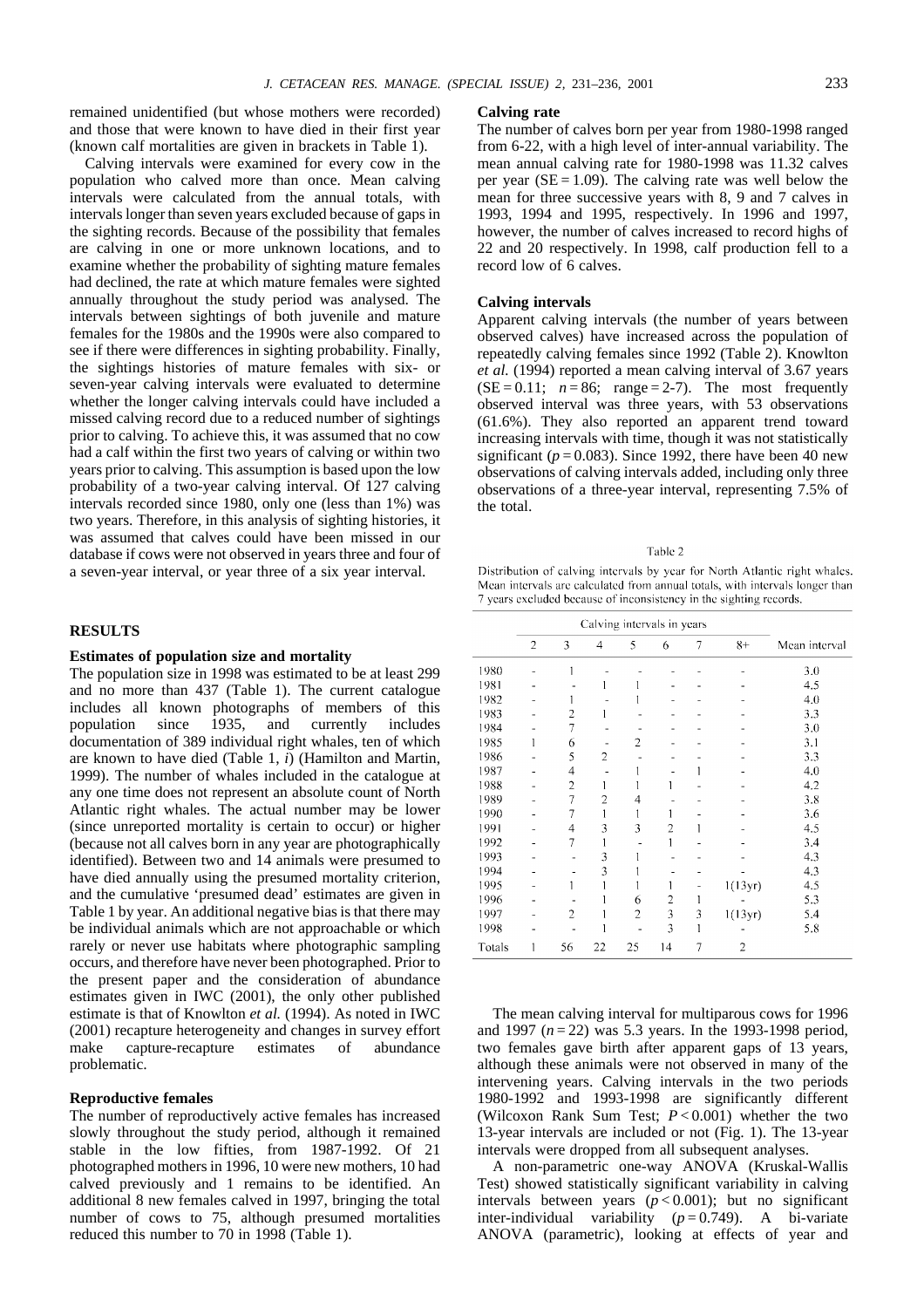remained unidentified (but whose mothers were recorded) and those that were known to have died in their first year (known calf mortalities are given in brackets in Table 1).

Calving intervals were examined for every cow in the population who calved more than once. Mean calving intervals were calculated from the annual totals, with intervals longer than seven years excluded because of gaps in the sighting records. Because of the possibility that females are calving in one or more unknown locations, and to examine whether the probability of sighting mature females had declined, the rate at which mature females were sighted annually throughout the study period was analysed. The intervals between sightings of both juvenile and mature females for the 1980s and the 1990s were also compared to see if there were differences in sighting probability. Finally, the sightings histories of mature females with six- or seven-year calving intervals were evaluated to determine whether the longer calving intervals could have included a missed calving record due to a reduced number of sightings prior to calving. To achieve this, it was assumed that no cow had a calf within the first two years of calving or within two years prior to calving. This assumption is based upon the low probability of a two-year calving interval. Of 127 calving intervals recorded since 1980, only one (less than 1%) was two years. Therefore, in this analysis of sighting histories, it was assumed that calves could have been missed in our database if cows were not observed in years three and four of a seven-year interval, or year three of a six year interval.

## RESULTS

### Estimates of population size and mortality

The population size in 1998 was estimated to be at least 299 and no more than 437 (Table 1). The current catalogue includes all known photographs of members of this population since 1935, and currently includes documentation of 389 individual right whales, ten of which are known to have died (Table 1, *i*) (Hamilton and Martin, 1999). The number of whales included in the catalogue at any one time does not represent an absolute count of North Atlantic right whales. The actual number may be lower (since unreported mortality is certain to occur) or higher (because not all calves born in any year are photographically identified). Between two and 14 animals were presumed to have died annually using the presumed mortality criterion, and the cumulative 'presumed dead' estimates are given in Table 1 by year. An additional negative bias is that there may be individual animals which are not approachable or which rarely or never use habitats where photographic sampling occurs, and therefore have never been photographed. Prior to the present paper and the consideration of abundance estimates given in IWC (2001), the only other published estimate is that of Knowlton *et al.* (1994). As noted in IWC (2001) recapture heterogeneity and changes in survey effort make capture-recapture estimates of abundance problematic.

### Reproductive females

The number of reproductively active females has increased slowly throughout the study period, although it remained stable in the low fifties, from 1987-1992. Of 21 photographed mothers in 1996, 10 were new mothers, 10 had calved previously and 1 remains to be identified. An additional 8 new females calved in 1997, bringing the total number of cows to 75, although presumed mortalities reduced this number to 70 in 1998 (Table 1).

### Calving rate

The number of calves born per year from 1980-1998 ranged from 6-22, with a high level of inter-annual variability. The mean annual calving rate for 1980-1998 was 11.32 calves per year (SE = 1.09). The calving rate was well below the mean for three successive years with 8, 9 and 7 calves in 1993, 1994 and 1995, respectively. In 1996 and 1997, however, the number of calves increased to record highs of 22 and 20 respectively. In 1998, calf production fell to a record low of 6 calves.

### Calving intervals

Apparent calving intervals (the number of years between observed calves) have increased across the population of repeatedly calving females since 1992 (Table 2). Knowlton *et al.* (1994) reported a mean calving interval of 3.67 years (SE = 0.11; $n = 86$; range = 2-7). The most frequently observed interval was three years, with 53 observations (61.6%). They also reported an apparent trend toward increasing intervals with time, though it was not statistically significant ($p = 0.083$). Since 1992, there have been 40 new observations of calving intervals added, including only three observations of a three-year interval, representing 7.5% of the total.

Table 2

Distribution of calving intervals by year for North Atlantic right whales. Mean intervals are calculated from annual totals, with intervals longer than 7 years excluded because of inconsistency in the sighting records.

| | Calving intervals in years | | | | | | | |
|---|---|---|---|---|---|---|---|---|
| | 2 | 3 | 4 | 5 | 6 | 7 | 8+ | Mean interval |
| 1980 | - | 1 | - | - | - | - | - | 3.0 |
| 1981 | - | - | 1 | 1 | - | - | - | 4.5 |
| 1982 | - | 1 | - | 1 | - | - | - | 4.0 |
| 1983 | - | 2 | 1 | - | - | - | - | 3.3 |
| 1984 | - | 7 | - | - | - | - | - | 3.0 |
| 1985 | 1 | 6 | - | 2 | - | - | - | 3.1 |
| 1986 | - | 5 | 2 | - | - | - | - | 3.3 |
| 1987 | - | 4 | - | 1 | - | 1 | - | 4.0 |
| 1988 | - | 2 | 1 | 1 | 1 | - | - | 4.2 |
| 1989 | - | 7 | 2 | 4 | - | - | - | 3.8 |
| 1990 | - | 7 | 1 | 1 | 1 | - | - | 3.6 |
| 1991 | - | 4 | 3 | 3 | 2 | 1 | - | 4.5 |
| 1992 | - | 7 | 1 | - | 1 | - | - | 3.4 |
| 1993 | - | - | 3 | 1 | - | - | - | 4.3 |
| 1994 | - | - | 3 | 1 | - | - | - | 4.3 |
| 1995 | - | 1 | 1 | 1 | 1 | - | 1(13yr) | 4.5 |
| 1996 | - | - | 1 | 6 | 2 | 1 | - | 5.3 |
| 1997 | - | 2 | 1 | 2 | 3 | 3 | 1(13yr) | 5.4 |
| 1998 | - | - | 1 | - | 3 | 1 | - | 5.8 |
| Totals | 1 | 56 | 22 | 25 | 14 | 7 | 2 | |

The mean calving interval for multiparous cows for 1996 and 1997 ($n = 22$) was 5.3 years. In the 1993-1998 period, two females gave birth after apparent gaps of 13 years, although these animals were not observed in many of the intervening years. Calving intervals in the two periods 1980-1992 and 1993-1998 are significantly different (Wilcoxon Rank Sum Test; $P < 0.001$) whether the two 13-year intervals are included or not (Fig. 1). The 13-year intervals were dropped from all subsequent analyses.

A non-parametric one-way ANOVA (Kruskal-Wallis Test) showed statistically significant variability in calving intervals between years ($p < 0.001$); but no significant inter-individual variability ($p = 0.749$). A bi-variate ANOVA (parametric), looking at effects of year and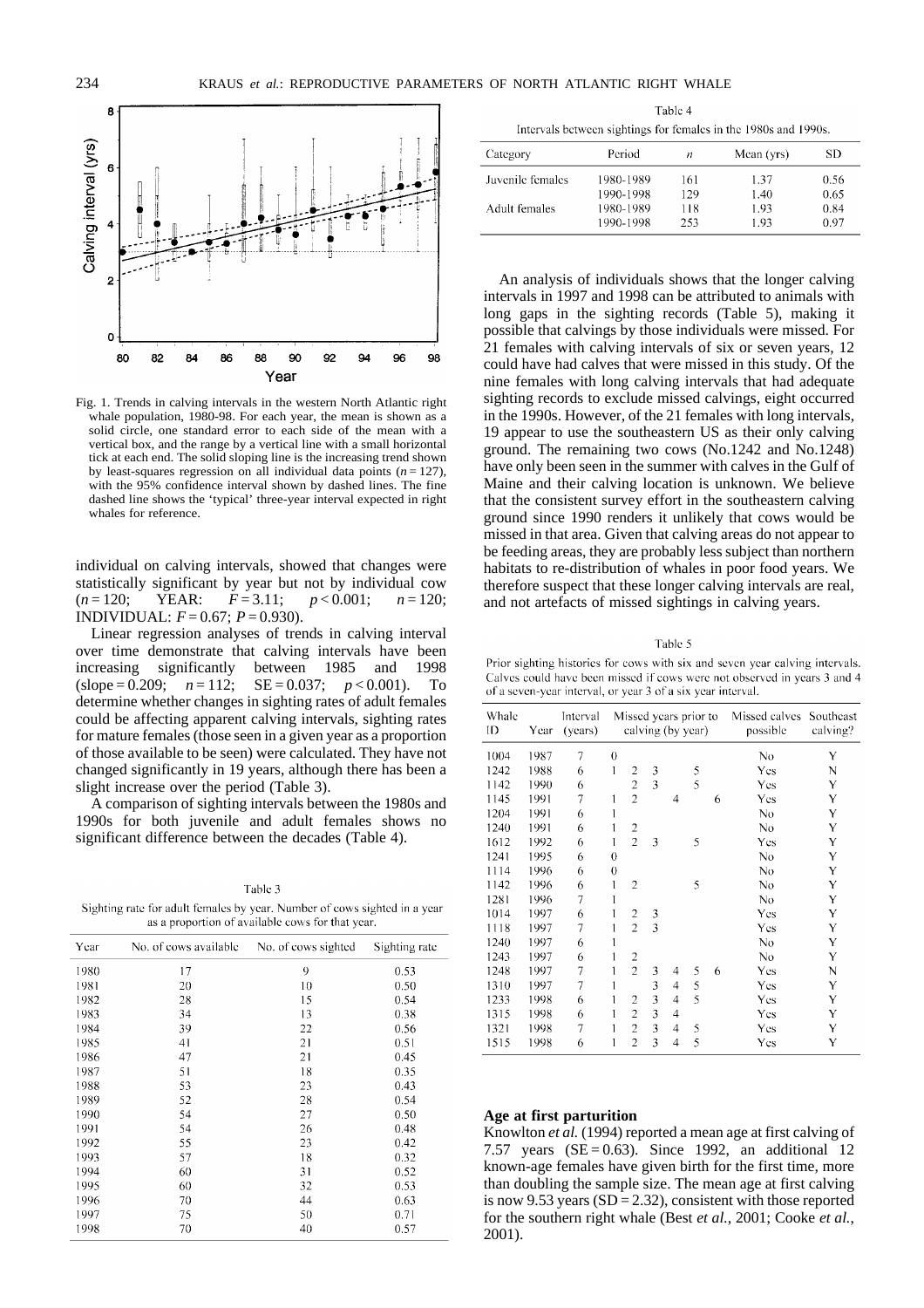Fig. 1. Trends in calving intervals in the western North Atlantic right whale population, 1980-98. For each year, the mean is shown as a solid circle, one standard error to each side of the mean with a vertical box, and the range by a vertical line with a small horizontal tick at each end. The solid sloping line is the increasing trend shown by least-squares regression on all individual data points ($n = 127$), with the 95% confidence interval shown by dashed lines. The fine dashed line shows the 'typical' three-year interval expected in right whales for reference.

individual on calving intervals, showed that changes were statistically significant by year but not by individual cow ($n = 120$; YEAR: $F = 3.11$; $p < 0.001$; $n = 120$; INDIVIDUAL: $F = 0.67$; $P = 0.930$).

Linear regression analyses of trends in calving interval over time demonstrate that calving intervals have been increasing significantly between 1985 and 1998 (slope = 0.209; $n = 112$; SE = 0.037; $p < 0.001$). To determine whether changes in sighting rates of adult females could be affecting apparent calving intervals, sighting rates for mature females (those seen in a given year as a proportion of those available to be seen) were calculated. They have not changed significantly in 19 years, although there has been a slight increase over the period (Table 3).

A comparison of sighting intervals between the 1980s and 1990s for both juvenile and adult females shows no significant difference between the decades (Table 4).

Table 3
Sighting rate for adult females by year. Number of cows sighted in a year as a proportion of available cows for that year.

| Year | No. of cows available | No. of cows sighted | Sighting rate |
|---|---|---|---|
| 1980 | 17 | 9 | 0.53 |
| 1981 | 20 | 10 | 0.50 |
| 1982 | 28 | 15 | 0.54 |
| 1983 | 34 | 13 | 0.38 |
| 1984 | 39 | 22 | 0.56 |
| 1985 | 41 | 21 | 0.51 |
| 1986 | 47 | 21 | 0.45 |
| 1987 | 51 | 18 | 0.35 |
| 1988 | 53 | 23 | 0.43 |
| 1989 | 52 | 28 | 0.54 |
| 1990 | 54 | 27 | 0.50 |
| 1991 | 54 | 26 | 0.48 |
| 1992 | 55 | 23 | 0.42 |
| 1993 | 57 | 18 | 0.32 |
| 1994 | 60 | 31 | 0.52 |
| 1995 | 60 | 32 | 0.53 |
| 1996 | 70 | 44 | 0.63 |
| 1997 | 75 | 50 | 0.71 |
| 1998 | 70 | 40 | 0.57 |

Table 4
Intervals between sightings for females in the 1980s and 1990s.

| Category | Period | $n$ | Mean (yrs) | SD |
|---|---|---|---|---|
| Juvenile females | 1980-1989 | 161 | 1.37 | 0.56 |
| | 1990-1998 | 129 | 1.40 | 0.65 |
| Adult females | 1980-1989 | 118 | 1.93 | 0.84 |
| | 1990-1998 | 253 | 1.93 | 0.97 |

An analysis of individuals shows that the longer calving intervals in 1997 and 1998 can be attributed to animals with long gaps in the sighting records (Table 5), making it possible that calvings by those individuals were missed. For 21 females with calving intervals of six or seven years, 12 could have had calves that were missed in this study. Of the nine females with long calving intervals that had adequate sighting records to exclude missed calvings, eight occurred in the 1990s. However, of the 21 females with long intervals, 19 appear to use the southeastern US as their only calving ground. The remaining two cows (No.1242 and No.1248) have only been seen in the summer with calves in the Gulf of Maine and their calving location is unknown. We believe that the consistent survey effort in the southeastern calving ground since 1990 renders it unlikely that cows would be missed in that area. Given that calving areas do not appear to be feeding areas, they are probably less subject than northern habitats to re-distribution of whales in poor food years. We therefore suspect that these longer calving intervals are real, and not artefacts of missed sightings in calving years.

Table 5
Prior sighting histories for cows with six and seven year calving intervals. Calves could have been missed if cows were not observed in years 3 and 4 of a seven-year interval, or year 3 of a six year interval.

| Whale ID | Year | Interval (years) | Missed years prior to calving (by year) | | | | | | Missed calves possible | Southeast calving? |
|---|---|---|---|---|---|---|---|---|---|---|
| 1004 | 1987 | 7 | 0 | | | | | | No | Y |
| 1242 | 1988 | 6 | 1 | 2 | 3 | | 5 | | Yes | N |
| 1142 | 1990 | 6 | | 2 | 3 | | 5 | | Yes | Y |
| 1145 | 1991 | 7 | 1 | 2 | | 4 | | 6 | Yes | Y |
| 1204 | 1991 | 6 | 1 | | | | | | No | Y |
| 1240 | 1991 | 6 | 1 | 2 | | | | | No | Y |
| 1612 | 1992 | 6 | 1 | 2 | 3 | | 5 | | Yes | Y |
| 1241 | 1995 | 6 | 0 | | | | | | No | Y |
| 1114 | 1996 | 6 | 0 | | | | | | No | Y |
| 1142 | 1996 | 6 | 1 | 2 | | | 5 | | No | Y |
| 1281 | 1996 | 7 | 1 | | | | | | No | Y |
| 1014 | 1997 | 6 | 1 | 2 | 3 | | | | Yes | Y |
| 1118 | 1997 | 7 | 1 | 2 | 3 | | | | Yes | Y |
| 1240 | 1997 | 6 | 1 | | | | | | No | Y |
| 1243 | 1997 | 6 | 1 | 2 | | | | | No | Y |
| 1248 | 1997 | 7 | 1 | 2 | 3 | 4 | 5 | 6 | Yes | N |
| 1310 | 1997 | 7 | 1 | | 3 | 4 | 5 | | Yes | Y |
| 1233 | 1998 | 6 | 1 | 2 | 3 | 4 | 5 | | Yes | Y |
| 1315 | 1998 | 6 | 1 | 2 | 3 | 4 | | | Yes | Y |
| 1321 | 1998 | 7 | 1 | 2 | 3 | 4 | 5 | | Yes | Y |
| 1515 | 1998 | 6 | 1 | 2 | 3 | 4 | 5 | | Yes | Y |

## Age at first parturition

Knowlton *et al.* (1994) reported a mean age at first calving of 7.57 years (SE = 0.63). Since 1992, an additional 12 known-age females have given birth for the first time, more than doubling the sample size. The mean age at first calving is now 9.53 years (SD = 2.32), consistent with those reported for the southern right whale (Best *et al.*, 2001; Cooke *et al.*, 2001).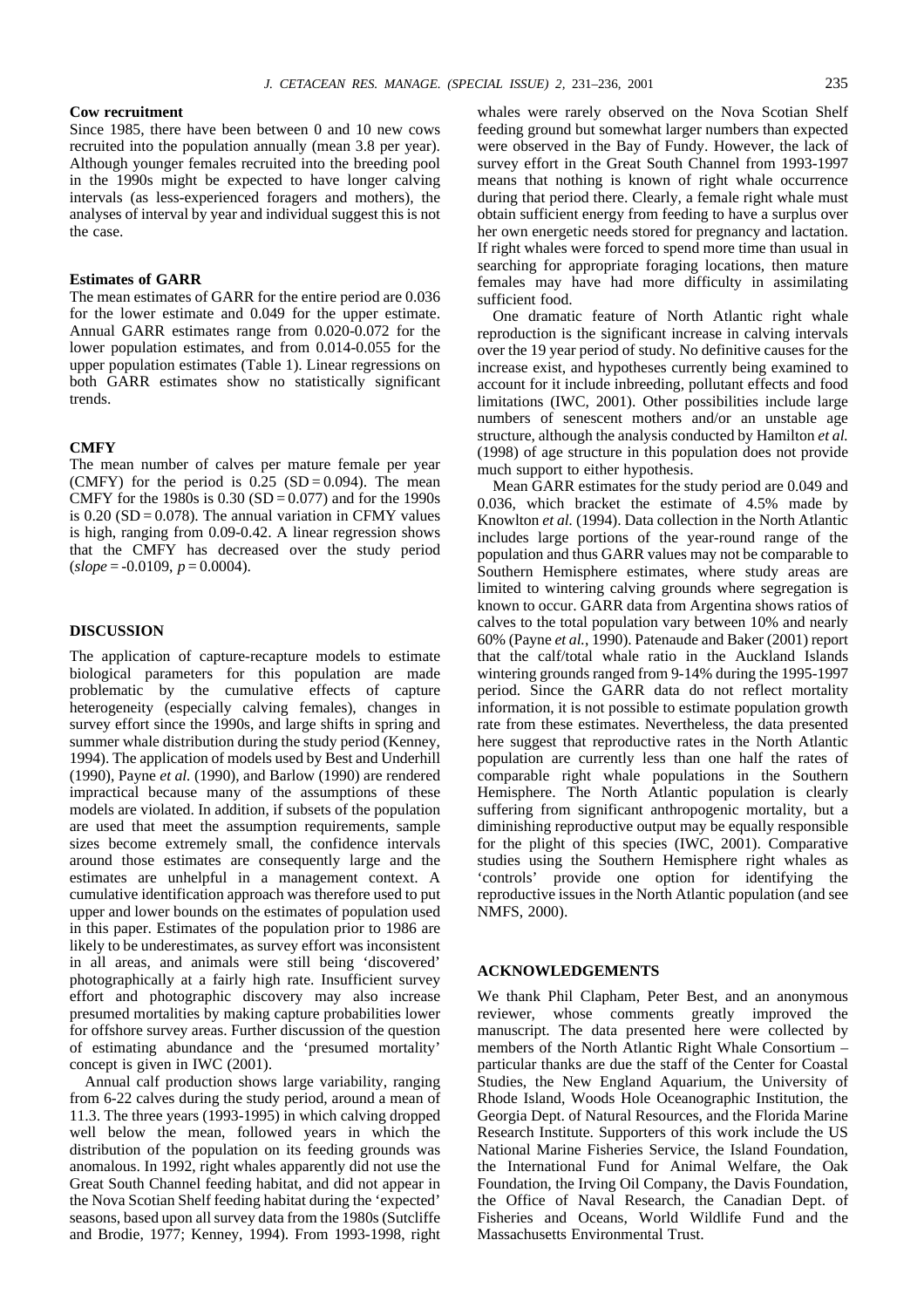**Cow recruitment**

Since 1985, there have been between 0 and 10 new cows recruited into the population annually (mean 3.8 per year). Although younger females recruited into the breeding pool in the 1990s might be expected to have longer calving intervals (as less-experienced foragers and mothers), the analyses of interval by year and individual suggest this is not the case.

**Estimates of GARR**

The mean estimates of GARR for the entire period are 0.036 for the lower estimate and 0.049 for the upper estimate. Annual GARR estimates range from 0.020-0.072 for the lower population estimates, and from 0.014-0.055 for the upper population estimates (Table 1). Linear regressions on both GARR estimates show no statistically significant trends.

**CMFY**

The mean number of calves per mature female per year (CMFY) for the period is 0.25 (SD = 0.094). The mean CMFY for the 1980s is 0.30 (SD = 0.077) and for the 1990s is 0.20 (SD = 0.078). The annual variation in CFMY values is high, ranging from 0.09-0.42. A linear regression shows that the CMFY has decreased over the study period (*slope* = -0.0109, $p = 0.0004$).

## DISCUSSION

The application of capture-recapture models to estimate biological parameters for this population are made problematic by the cumulative effects of capture heterogeneity (especially calving females), changes in survey effort since the 1990s, and large shifts in spring and summer whale distribution during the study period (Kenney, 1994). The application of models used by Best and Underhill (1990), Payne *et al.* (1990), and Barlow (1990) are rendered impractical because many of the assumptions of these models are violated. In addition, if subsets of the population are used that meet the assumption requirements, sample sizes become extremely small, the confidence intervals around those estimates are consequently large and the estimates are unhelpful in a management context. A cumulative identification approach was therefore used to put upper and lower bounds on the estimates of population used in this paper. Estimates of the population prior to 1986 are likely to be underestimates, as survey effort was inconsistent in all areas, and animals were still being 'discovered' photographically at a fairly high rate. Insufficient survey effort and photographic discovery may also increase presumed mortalities by making capture probabilities lower for offshore survey areas. Further discussion of the question of estimating abundance and the 'presumed mortality' concept is given in IWC (2001).

Annual calf production shows large variability, ranging from 6-22 calves during the study period, around a mean of 11.3. The three years (1993-1995) in which calving dropped well below the mean, followed years in which the distribution of the population on its feeding grounds was anomalous. In 1992, right whales apparently did not use the Great South Channel feeding habitat, and did not appear in the Nova Scotian Shelf feeding habitat during the 'expected' seasons, based upon all survey data from the 1980s (Sutcliffe and Brodie, 1977; Kenney, 1994). From 1993-1998, right whales were rarely observed on the Nova Scotian Shelf feeding ground but somewhat larger numbers than expected were observed in the Bay of Fundy. However, the lack of survey effort in the Great South Channel from 1993-1997 means that nothing is known of right whale occurrence during that period there. Clearly, a female right whale must obtain sufficient energy from feeding to have a surplus over her own energetic needs stored for pregnancy and lactation. If right whales were forced to spend more time than usual in searching for appropriate foraging locations, then mature females may have had more difficulty in assimilating sufficient food.

One dramatic feature of North Atlantic right whale reproduction is the significant increase in calving intervals over the 19 year period of study. No definitive causes for the increase exist, and hypotheses currently being examined to account for it include inbreeding, pollutant effects and food limitations (IWC, 2001). Other possibilities include large numbers of senescent mothers and/or an unstable age structure, although the analysis conducted by Hamilton *et al.* (1998) of age structure in this population does not provide much support to either hypothesis.

Mean GARR estimates for the study period are 0.049 and 0.036, which bracket the estimate of 4.5% made by Knowlton *et al.* (1994). Data collection in the North Atlantic includes large portions of the year-round range of the population and thus GARR values may not be comparable to Southern Hemisphere estimates, where study areas are limited to wintering calving grounds where segregation is known to occur. GARR data from Argentina shows ratios of calves to the total population vary between 10% and nearly 60% (Payne *et al.*, 1990). Patenaude and Baker (2001) report that the calf/total whale ratio in the Auckland Islands wintering grounds ranged from 9-14% during the 1995-1997 period. Since the GARR data do not reflect mortality information, it is not possible to estimate population growth rate from these estimates. Nevertheless, the data presented here suggest that reproductive rates in the North Atlantic population are currently less than one half the rates of comparable right whale populations in the Southern Hemisphere. The North Atlantic population is clearly suffering from significant anthropogenic mortality, but a diminishing reproductive output may be equally responsible for the plight of this species (IWC, 2001). Comparative studies using the Southern Hemisphere right whales as 'controls' provide one option for identifying the reproductive issues in the North Atlantic population (and see NMFS, 2000).

## ACKNOWLEDGEMENTS

We thank Phil Clapham, Peter Best, and an anonymous reviewer, whose comments greatly improved the manuscript. The data presented here were collected by members of the North Atlantic Right Whale Consortium – particular thanks are due the staff of the Center for Coastal Studies, the New England Aquarium, the University of Rhode Island, Woods Hole Oceanographic Institution, the Georgia Dept. of Natural Resources, and the Florida Marine Research Institute. Supporters of this work include the US National Marine Fisheries Service, the Island Foundation, the International Fund for Animal Welfare, the Oak Foundation, the Irving Oil Company, the Davis Foundation, the Office of Naval Research, the Canadian Dept. of Fisheries and Oceans, World Wildlife Fund and the Massachusetts Environmental Trust.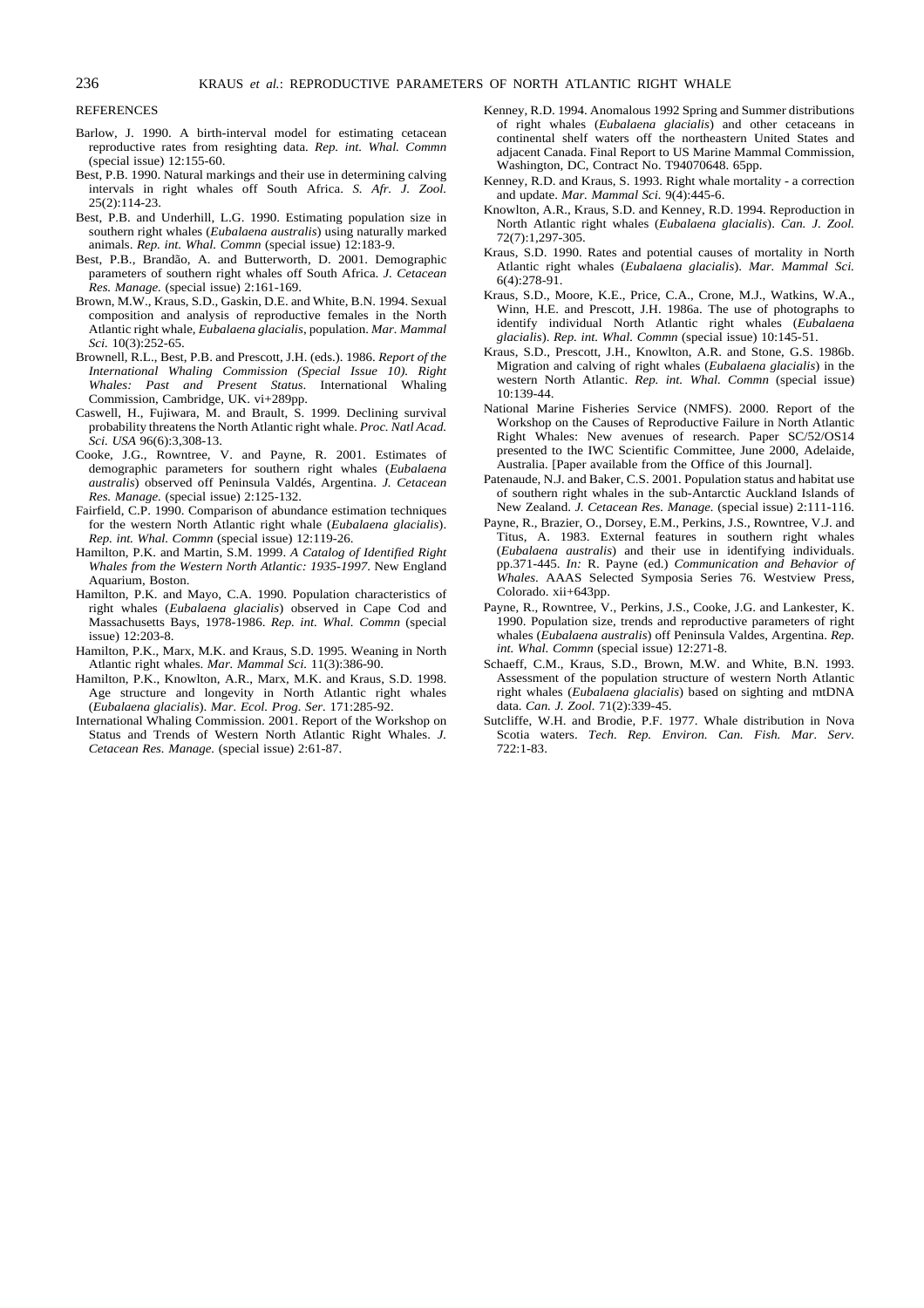## REFERENCES

Barlow, J. 1990. A birth-interval model for estimating cetacean reproductive rates from resighting data. *Rep. int. Whal. Commn* (special issue) 12:155-60.

Best, P.B. 1990. Natural markings and their use in determining calving intervals in right whales off South Africa. *S. Afr. J. Zool.* 25(2):114-23.

Best, P.B. and Underhill, L.G. 1990. Estimating population size in southern right whales (*Eubalaena australis*) using naturally marked animals. *Rep. int. Whal. Commn* (special issue) 12:183-9.

Best, P.B., Brandão, A. and Butterworth, D. 2001. Demographic parameters of southern right whales off South Africa. *J. Cetacean Res. Manage.* (special issue) 2:161-169.

Brown, M.W., Kraus, S.D., Gaskin, D.E. and White, B.N. 1994. Sexual composition and analysis of reproductive females in the North Atlantic right whale, *Eubalaena glacialis*, population. *Mar. Mammal Sci.* 10(3):252-65.

Brownell, R.L., Best, P.B. and Prescott, J.H. (eds.). 1986. *Report of the International Whaling Commission (Special Issue 10). Right Whales: Past and Present Status.* International Whaling Commission, Cambridge, UK. vi+289pp.

Caswell, H., Fujiwara, M. and Brault, S. 1999. Declining survival probability threatens the North Atlantic right whale. *Proc. Natl Acad. Sci. USA* 96(6):3,308-13.

Cooke, J.G., Rowntree, V. and Payne, R. 2001. Estimates of demographic parameters for southern right whales (*Eubalaena australis*) observed off Peninsula Valdés, Argentina. *J. Cetacean Res. Manage.* (special issue) 2:125-132.

Fairfield, C.P. 1990. Comparison of abundance estimation techniques for the western North Atlantic right whale (*Eubalaena glacialis*). *Rep. int. Whal. Commn* (special issue) 12:119-26.

Hamilton, P.K. and Martin, S.M. 1999. *A Catalog of Identified Right Whales from the Western North Atlantic: 1935-1997.* New England Aquarium, Boston.

Hamilton, P.K. and Mayo, C.A. 1990. Population characteristics of right whales (*Eubalaena glacialis*) observed in Cape Cod and Massachusetts Bays, 1978-1986. *Rep. int. Whal. Commn* (special issue) 12:203-8.

Hamilton, P.K., Marx, M.K. and Kraus, S.D. 1995. Weaning in North Atlantic right whales. *Mar. Mammal Sci.* 11(3):386-90.

Hamilton, P.K., Knowlton, A.R., Marx, M.K. and Kraus, S.D. 1998. Age structure and longevity in North Atlantic right whales (*Eubalaena glacialis*). *Mar. Ecol. Prog. Ser.* 171:285-92.

International Whaling Commission. 2001. Report of the Workshop on Status and Trends of Western North Atlantic Right Whales. *J. Cetacean Res. Manage.* (special issue) 2:61-87.

Kenney, R.D. 1994. Anomalous 1992 Spring and Summer distributions of right whales (*Eubalaena glacialis*) and other cetaceans in continental shelf waters off the northeastern United States and adjacent Canada. Final Report to US Marine Mammal Commission, Washington, DC, Contract No. T94070648. 65pp.

Kenney, R.D. and Kraus, S. 1993. Right whale mortality - a correction and update. *Mar. Mammal Sci.* 9(4):445-6.

Knowlton, A.R., Kraus, S.D. and Kenney, R.D. 1994. Reproduction in North Atlantic right whales (*Eubalaena glacialis*). *Can. J. Zool.* 72(7):1,297-305.

Kraus, S.D. 1990. Rates and potential causes of mortality in North Atlantic right whales (*Eubalaena glacialis*). *Mar. Mammal Sci.* 6(4):278-91.

Kraus, S.D., Moore, K.E., Price, C.A., Crone, M.J., Watkins, W.A., Winn, H.E. and Prescott, J.H. 1986a. The use of photographs to identify individual North Atlantic right whales (*Eubalaena glacialis*). *Rep. int. Whal. Commn* (special issue) 10:145-51.

Kraus, S.D., Prescott, J.H., Knowlton, A.R. and Stone, G.S. 1986b. Migration and calving of right whales (*Eubalaena glacialis*) in the western North Atlantic. *Rep. int. Whal. Commn* (special issue) 10:139-44.

National Marine Fisheries Service (NMFS). 2000. Report of the Workshop on the Causes of Reproductive Failure in North Atlantic Right Whales: New avenues of research. Paper SC/52/OS14 presented to the IWC Scientific Committee, June 2000, Adelaide, Australia. [Paper available from the Office of this Journal].

Patenaude, N.J. and Baker, C.S. 2001. Population status and habitat use of southern right whales in the sub-Antarctic Auckland Islands of New Zealand. *J. Cetacean Res. Manage.* (special issue) 2:111-116.

Payne, R., Brazier, O., Dorsey, E.M., Perkins, J.S., Rowntree, V.J. and Titus, A. 1983. External features in southern right whales (*Eubalaena australis*) and their use in identifying individuals. pp.371-445. *In:* R. Payne (ed.) *Communication and Behavior of Whales.* AAAS Selected Symposia Series 76. Westview Press, Colorado. xii+643pp.

Payne, R., Rowntree, V., Perkins, J.S., Cooke, J.G. and Lankester, K. 1990. Population size, trends and reproductive parameters of right whales (*Eubalaena australis*) off Peninsula Valdes, Argentina. *Rep. int. Whal. Commn* (special issue) 12:271-8.

Schaeff, C.M., Kraus, S.D., Brown, M.W. and White, B.N. 1993. Assessment of the population structure of western North Atlantic right whales (*Eubalaena glacialis*) based on sighting and mtDNA data. *Can. J. Zool.* 71(2):339-45.

Sutcliffe, W.H. and Brodie, P.F. 1977. Whale distribution in Nova Scotia waters. *Tech. Rep. Environ. Can. Fish. Mar. Serv.* 722:1-83.